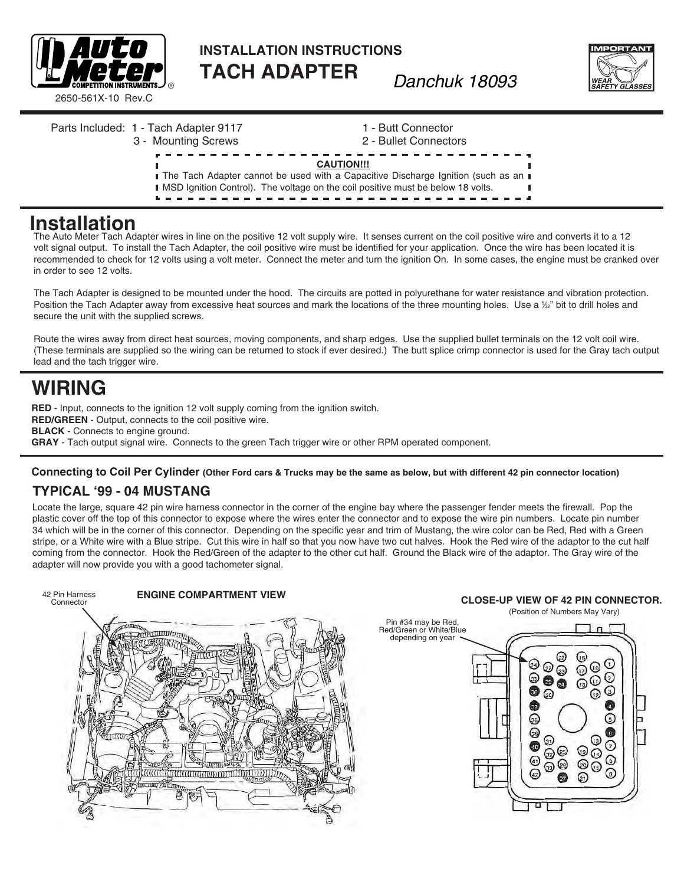Auto Meter Competition Instruments

2650-561X-10 Rev.C

**INSTALLATION INSTRUCTIONS**

# TACH ADAPTER

*Danchuk 18093*

IMPORTANT — WEAR SAFETY GLASSES

Parts Included: 1 - Tach Adapter 9117
3 - Mounting Screws
1 - Butt Connector
2 - Bullet Connectors

**CAUTION!!!**
The Tach Adapter cannot be used with a Capacitive Discharge Ignition (such as an MSD Ignition Control). The voltage on the coil positive must be below 18 volts.

# Installation

The Auto Meter Tach Adapter wires in line on the positive 12 volt supply wire. It senses current on the coil positive wire and converts it to a 12 volt signal output. To install the Tach Adapter, the coil positive wire must be identified for your application. Once the wire has been located it is recommended to check for 12 volts using a volt meter. Connect the meter and turn the ignition On. In some cases, the engine must be cranked over in order to see 12 volts.

The Tach Adapter is designed to be mounted under the hood. The circuits are potted in polyurethane for water resistance and vibration protection. Position the Tach Adapter away from excessive heat sources and mark the locations of the three mounting holes. Use a 5/32" bit to drill holes and secure the unit with the supplied screws.

Route the wires away from direct heat sources, moving components, and sharp edges. Use the supplied bullet terminals on the 12 volt coil wire. (These terminals are supplied so the wiring can be returned to stock if ever desired.) The butt splice crimp connector is used for the Gray tach output lead and the tach trigger wire.

# WIRING

**RED** - Input, connects to the ignition 12 volt supply coming from the ignition switch.
**RED/GREEN** - Output, connects to the coil positive wire.
**BLACK** - Connects to engine ground.
**GRAY** - Tach output signal wire. Connects to the green Tach trigger wire or other RPM operated component.

**Connecting to Coil Per Cylinder (Other Ford cars & Trucks may be the same as below, but with different 42 pin connector location)**

## TYPICAL '99 - 04 MUSTANG

Locate the large, square 42 pin wire harness connector in the corner of the engine bay where the passenger fender meets the firewall. Pop the plastic cover off the top of this connector to expose where the wires enter the connector and to expose the wire pin numbers. Locate pin number 34 which will be in the corner of this connector. Depending on the specific year and trim of Mustang, the wire color can be Red, Red with a Green stripe, or a White wire with a Blue stripe. Cut this wire in half so that you now have two cut halves. Hook the Red wire of the adaptor to the cut half coming from the connector. Hook the Red/Green of the adapter to the other cut half. Ground the Black wire of the adaptor. The Gray wire of the adapter will now provide you with a good tachometer signal.

**ENGINE COMPARTMENT VIEW**

42 Pin Harness Connector

**CLOSE-UP VIEW OF 42 PIN CONNECTOR.**
(Position of Numbers May Vary)

Pin #34 may be Red, Red/Green or White/Blue depending on year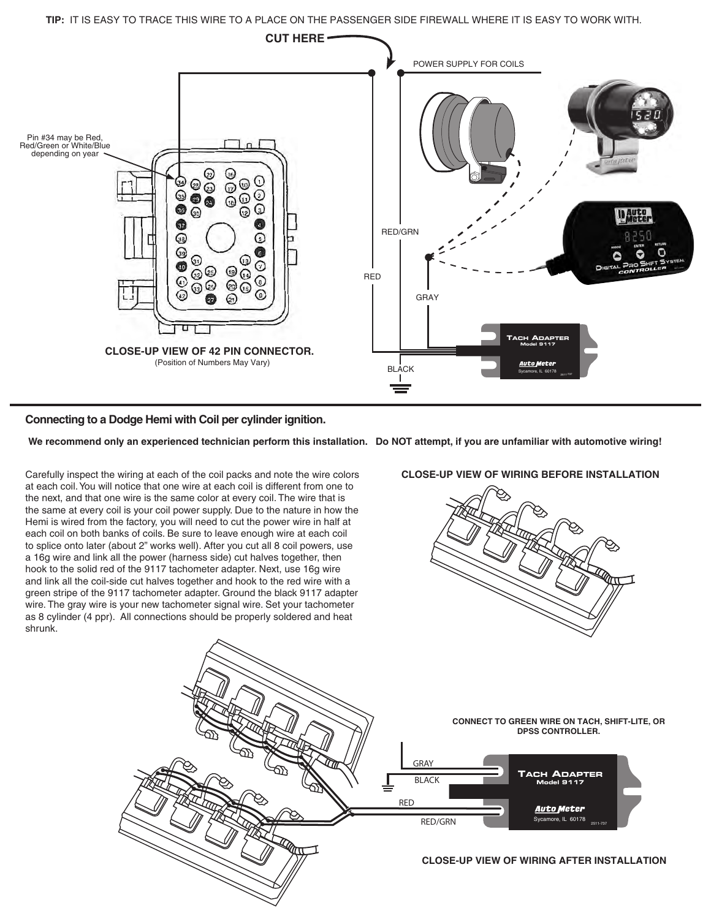**TIP:** IT IS EASY TO TRACE THIS WIRE TO A PLACE ON THE PASSENGER SIDE FIREWALL WHERE IT IS EASY TO WORK WITH.

CUT HERE

POWER SUPPLY FOR COILS

Pin #34 may be Red, Red/Green or White/Blue depending on year

RED/GRN

RED

GRAY

BLACK

**CLOSE-UP VIEW OF 42 PIN CONNECTOR.**
(Position of Numbers May Vary)

## Connecting to a Dodge Hemi with Coil per cylinder ignition.

**We recommend only an experienced technician perform this installation. Do NOT attempt, if you are unfamiliar with automotive wiring!**

Carefully inspect the wiring at each of the coil packs and note the wire colors at each coil. You will notice that one wire at each coil is different from one to the next, and that one wire is the same color at every coil. The wire that is the same at every coil is your coil power supply. Due to the nature in how the Hemi is wired from the factory, you will need to cut the power wire in half at each coil on both banks of coils. Be sure to leave enough wire at each coil to splice onto later (about 2" works well). After you cut all 8 coil powers, use a 16g wire and link all the power (harness side) cut halves together, then hook to the solid red of the 9117 tachometer adapter. Next, use 16g wire and link all the coil-side cut halves together and hook to the red wire with a green stripe of the 9117 tachometer adapter. Ground the black 9117 adapter wire. The gray wire is your new tachometer signal wire. Set your tachometer as 8 cylinder (4 ppr). All connections should be properly soldered and heat shrunk.

**CLOSE-UP VIEW OF WIRING BEFORE INSTALLATION**

**CONNECT TO GREEN WIRE ON TACH, SHIFT-LITE, OR DPSS CONTROLLER.**

GRAY

BLACK

RED

RED/GRN

**CLOSE-UP VIEW OF WIRING AFTER INSTALLATION**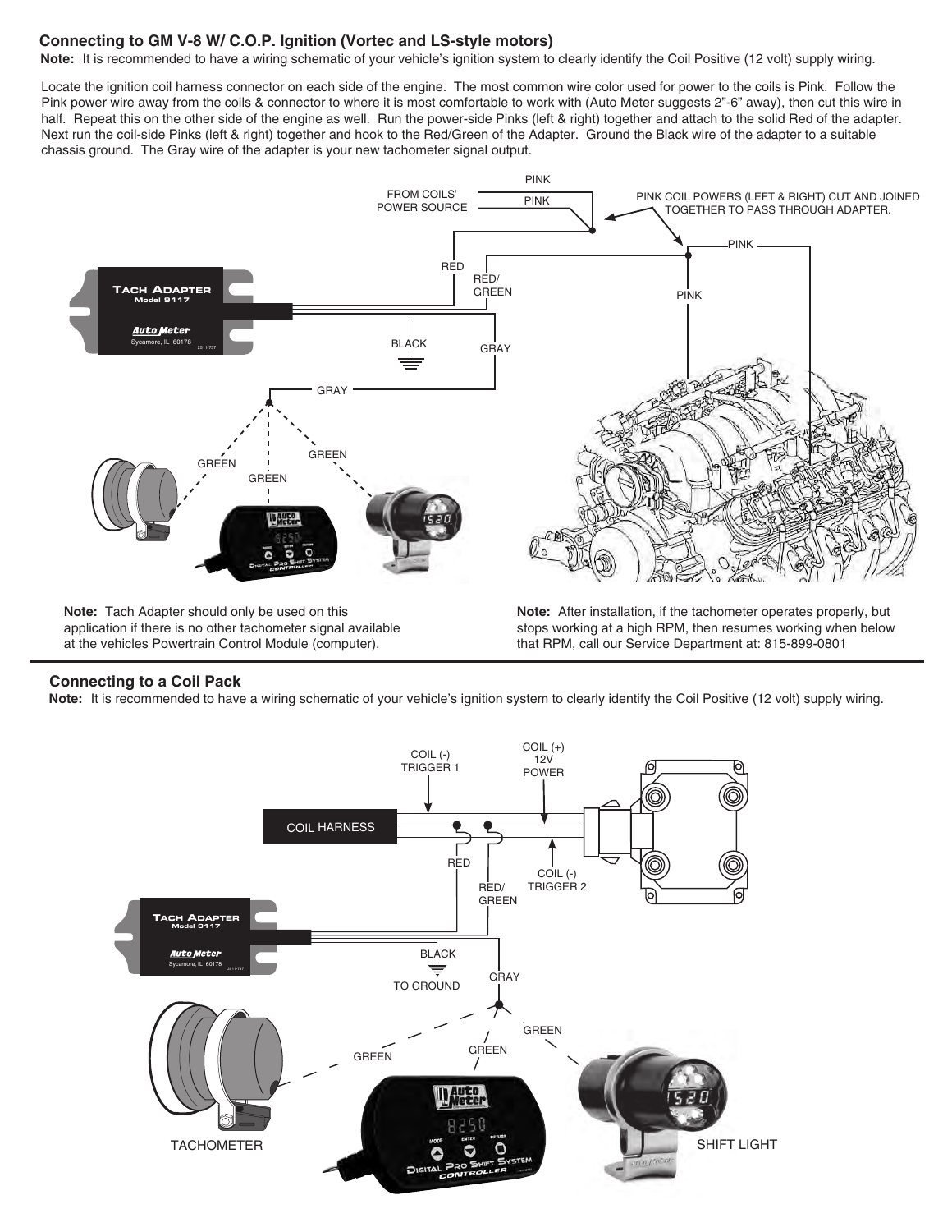## Connecting to GM V-8 W/ C.O.P. Ignition (Vortec and LS-style motors)

**Note:** It is recommended to have a wiring schematic of your vehicle's ignition system to clearly identify the Coil Positive (12 volt) supply wiring.

Locate the ignition coil harness connector on each side of the engine. The most common wire color used for power to the coils is Pink. Follow the Pink power wire away from the coils & connector to where it is most comfortable to work with (Auto Meter suggests 2"-6" away), then cut this wire in half. Repeat this on the other side of the engine as well. Run the power-side Pinks (left & right) together and attach to the solid Red of the adapter. Next run the coil-side Pinks (left & right) together and hook to the Red/Green of the Adapter. Ground the Black wire of the adapter to a suitable chassis ground. The Gray wire of the adapter is your new tachometer signal output.

FROM COILS' POWER SOURCE — PINK — PINK — RED

PINK COIL POWERS (LEFT & RIGHT) CUT AND JOINED TOGETHER TO PASS THROUGH ADAPTER. — PINK — PINK — RED/GREEN

TACH ADAPTER Model 9117 — BLACK — GRAY — GREEN

**Note:** Tach Adapter should only be used on this application if there is no other tachometer signal available at the vehicles Powertrain Control Module (computer).

**Note:** After installation, if the tachometer operates properly, but stops working at a high RPM, then resumes working when below that RPM, call our Service Department at: 815-899-0801

## Connecting to a Coil Pack

**Note:** It is recommended to have a wiring schematic of your vehicle's ignition system to clearly identify the Coil Positive (12 volt) supply wiring.

COIL HARNESS — COIL (-) TRIGGER 1 — COIL (+) 12V POWER — COIL (-) TRIGGER 2 — RED — RED/GREEN

TACH ADAPTER Model 9117 — BLACK TO GROUND — GRAY — GREEN

TACHOMETER — SHIFT LIGHT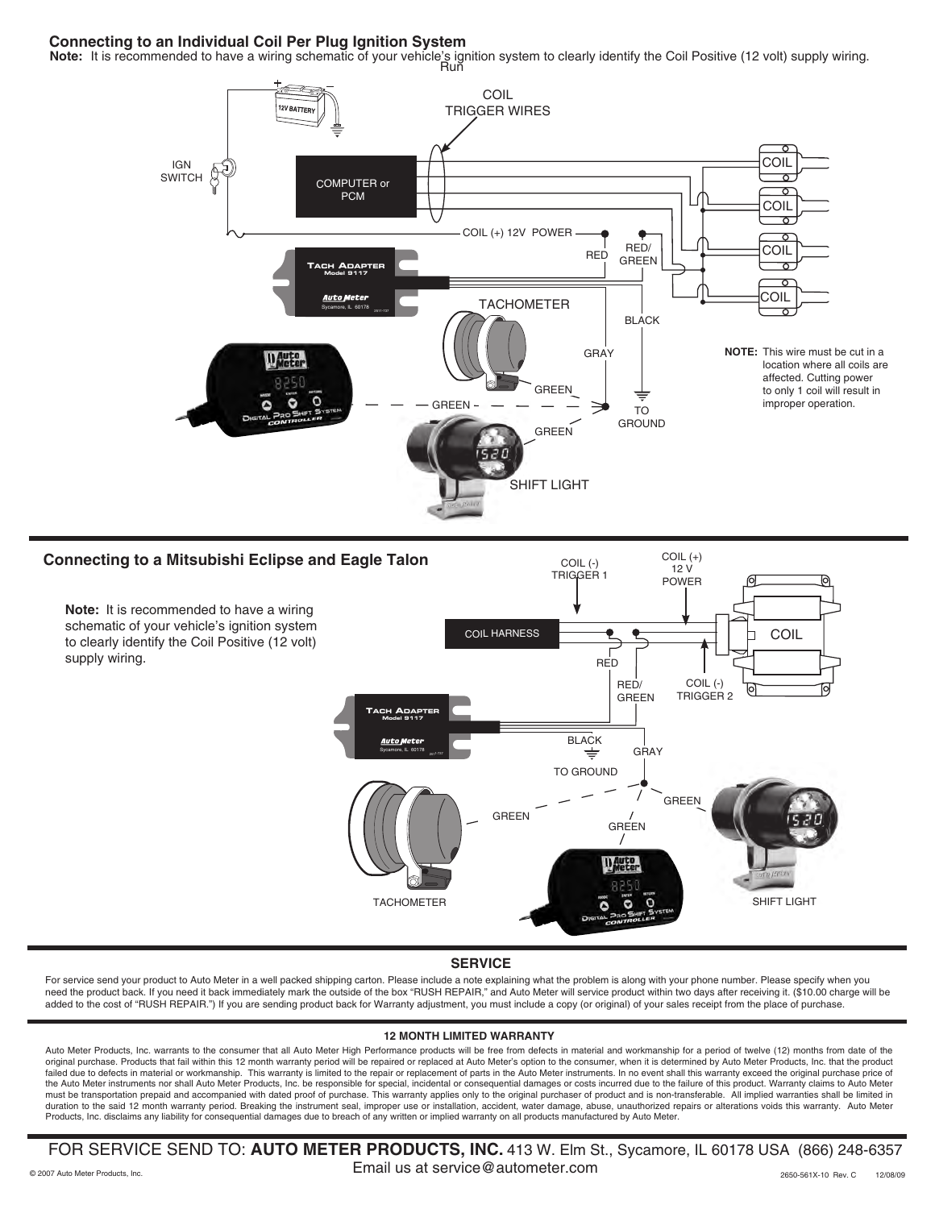## Connecting to an Individual Coil Per Plug Ignition System

**Note:** It is recommended to have a wiring schematic of your vehicle's ignition system to clearly identify the Coil Positive (12 volt) supply wiring.

12V BATTERY

IGN SWITCH

Run

COMPUTER or PCM

COIL TRIGGER WIRES

COIL

COIL

COIL

COIL

COIL (+) 12V POWER

RED

RED/ GREEN

BLACK

GRAY

GREEN

GREEN

GREEN

TO GROUND

TACHOMETER

SHIFT LIGHT

**NOTE:** This wire must be cut in a location where all coils are affected. Cutting power to only 1 coil will result in improper operation.

## Connecting to a Mitsubishi Eclipse and Eagle Talon

**Note:** It is recommended to have a wiring schematic of your vehicle's ignition system to clearly identify the Coil Positive (12 volt) supply wiring.

COIL (-) TRIGGER 1

COIL (+) 12 V POWER

COIL HARNESS

COIL

RED

RED/ GREEN

COIL (-) TRIGGER 2

BLACK

TO GROUND

GRAY

GREEN

GREEN

GREEN

TACHOMETER

SHIFT LIGHT

### SERVICE

For service send your product to Auto Meter in a well packed shipping carton. Please include a note explaining what the problem is along with your phone number. Please specify when you need the product back. If you need it back immediately mark the outside of the box "RUSH REPAIR," and Auto Meter will service product within two days after receiving it. ($10.00 charge will be added to the cost of "RUSH REPAIR.") If you are sending product back for Warranty adjustment, you must include a copy (or original) of your sales receipt from the place of purchase.

### 12 MONTH LIMITED WARRANTY

Auto Meter Products, Inc. warrants to the consumer that all Auto Meter High Performance products will be free from defects in material and workmanship for a period of twelve (12) months from date of the original purchase. Products that fail within this 12 month warranty period will be repaired or replaced at Auto Meter's option to the consumer, when it is determined by Auto Meter Products, Inc. that the product failed due to defects in material or workmanship. This warranty is limited to the repair or replacement of parts in the Auto Meter instruments. In no event shall this warranty exceed the original purchase price of the Auto Meter instruments nor shall Auto Meter Products, Inc. be responsible for special, incidental or consequential damages or costs incurred due to the failure of this product. Warranty claims to Auto Meter must be transportation prepaid and accompanied with dated proof of purchase. This warranty applies only to the original purchaser of product and is non-transferable. All implied warranties shall be limited in duration to the said 12 month warranty period. Breaking the instrument seal, improper use or installation, accident, water damage, abuse, unauthorized repairs or alterations voids this warranty. Auto Meter Products, Inc. disclaims any liability for consequential damages due to breach of any written or implied warranty on all products manufactured by Auto Meter.

FOR SERVICE SEND TO: **AUTO METER PRODUCTS, INC.** 413 W. Elm St., Sycamore, IL 60178 USA (866) 248-6357

Email us at service@autometer.com

© 2007 Auto Meter Products, Inc.

2650-561X-10 Rev. C 12/08/09